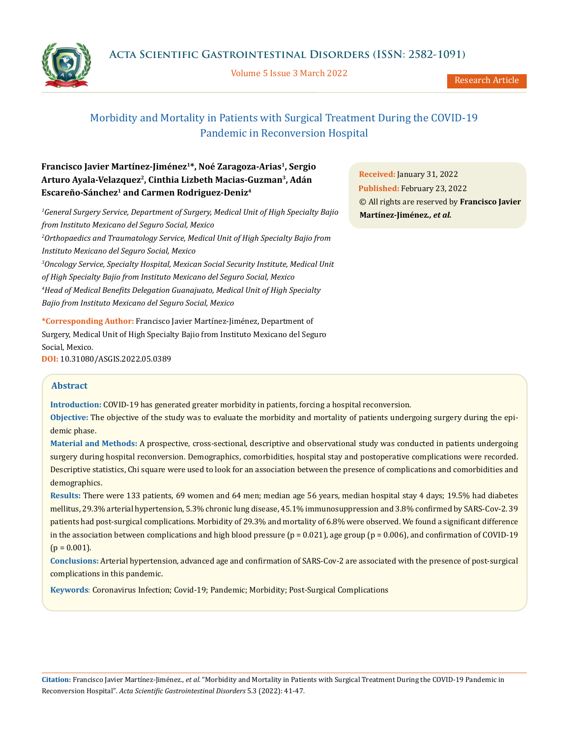# Morbidity and Mortality in Patients with Surgical Treatment During the COVID-19 Pandemic in Reconversion Hospital

**Francisco Javier Martínez-Jiménez[1]*, Noé Zaragoza-Arias[1], Sergio Arturo Ayala-Velazquez[2], Cinthia Lizbeth Macias-Guzman[3], Adán Escareño-Sánchez[1] and Carmen Rodriguez-Deniz[4]**

[1]*General Surgery Service, Department of Surgery, Medical Unit of High Specialty Bajio from Instituto Mexicano del Seguro Social, Mexico*

[2]*Orthopaedics and Traumatology Service, Medical Unit of High Specialty Bajio from Instituto Mexicano del Seguro Social, Mexico*

[3]*Oncology Service, Specialty Hospital, Mexican Social Security Institute, Medical Unit of High Specialty Bajio from Instituto Mexicano del Seguro Social, Mexico*

[4]*Head of Medical Benefits Delegation Guanajuato, Medical Unit of High Specialty Bajio from Instituto Mexicano del Seguro Social, Mexico*

**\*Corresponding Author:** Francisco Javier Martínez-Jiménez, Department of Surgery, Medical Unit of High Specialty Bajio from Instituto Mexicano del Seguro Social, Mexico.

**DOI:** 10.31080/ASGIS.2022.05.0389

**Received:** January 31, 2022
**Published:** February 23, 2022
© All rights are reserved by **Francisco Javier Martínez-Jiménez*., et al.***

## Abstract

**Introduction:** COVID-19 has generated greater morbidity in patients, forcing a hospital reconversion.

**Objective:** The objective of the study was to evaluate the morbidity and mortality of patients undergoing surgery during the epidemic phase.

**Material and Methods:** A prospective, cross-sectional, descriptive and observational study was conducted in patients undergoing surgery during hospital reconversion. Demographics, comorbidities, hospital stay and postoperative complications were recorded. Descriptive statistics, Chi square were used to look for an association between the presence of complications and comorbidities and demographics.

**Results:** There were 133 patients, 69 women and 64 men; median age 56 years, median hospital stay 4 days; 19.5% had diabetes mellitus, 29.3% arterial hypertension, 5.3% chronic lung disease, 45.1% immunosuppression and 3.8% confirmed by SARS-Cov-2. 39 patients had post-surgical complications. Morbidity of 29.3% and mortality of 6.8% were observed. We found a significant difference in the association between complications and high blood pressure ($p = 0.021$), age group ($p = 0.006$), and confirmation of COVID-19 ($p = 0.001$).

**Conclusions:** Arterial hypertension, advanced age and confirmation of SARS-Cov-2 are associated with the presence of post-surgical complications in this pandemic.

**Keywords**: Coronavirus Infection; Covid-19; Pandemic; Morbidity; Post-Surgical Complications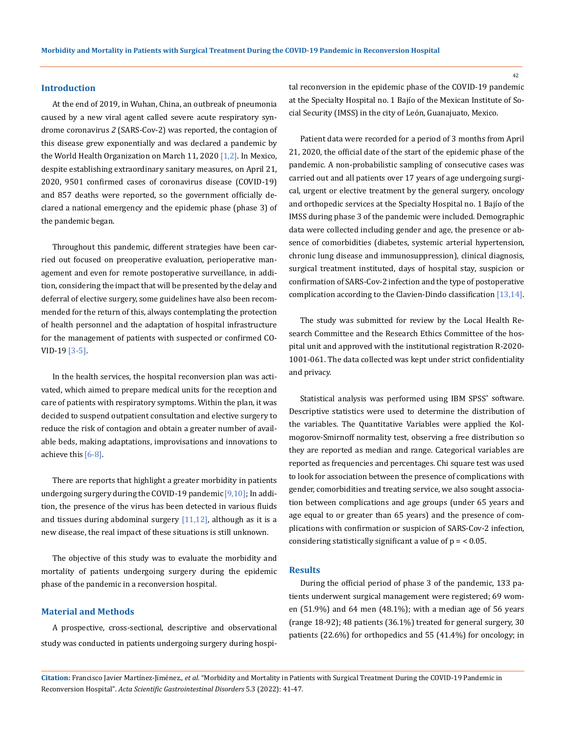## Introduction

At the end of 2019, in Wuhan, China, an outbreak of pneumonia caused by a new viral agent called severe acute respiratory syndrome coronavirus *2* (SARS-Cov-2) was reported, the contagion of this disease grew exponentially and was declared a pandemic by the World Health Organization on March 11, 2020 [1,2]. In Mexico, despite establishing extraordinary sanitary measures, on April 21, 2020, 9501 confirmed cases of coronavirus disease (COVID-19) and 857 deaths were reported, so the government officially declared a national emergency and the epidemic phase (phase 3) of the pandemic began.

Throughout this pandemic, different strategies have been carried out focused on preoperative evaluation, perioperative management and even for remote postoperative surveillance, in addition, considering the impact that will be presented by the delay and deferral of elective surgery, some guidelines have also been recommended for the return of this, always contemplating the protection of health personnel and the adaptation of hospital infrastructure for the management of patients with suspected or confirmed COVID-19 [3-5].

In the health services, the hospital reconversion plan was activated, which aimed to prepare medical units for the reception and care of patients with respiratory symptoms. Within the plan, it was decided to suspend outpatient consultation and elective surgery to reduce the risk of contagion and obtain a greater number of available beds, making adaptations, improvisations and innovations to achieve this [6-8].

There are reports that highlight a greater morbidity in patients undergoing surgery during the COVID-19 pandemic [9,10]; In addition, the presence of the virus has been detected in various fluids and tissues during abdominal surgery [11,12], although as it is a new disease, the real impact of these situations is still unknown.

The objective of this study was to evaluate the morbidity and mortality of patients undergoing surgery during the epidemic phase of the pandemic in a reconversion hospital.

## Material and Methods

A prospective, cross-sectional, descriptive and observational study was conducted in patients undergoing surgery during hospital reconversion in the epidemic phase of the COVID-19 pandemic at the Specialty Hospital no. 1 Bajío of the Mexican Institute of Social Security (IMSS) in the city of León, Guanajuato, Mexico.

Patient data were recorded for a period of 3 months from April 21, 2020, the official date of the start of the epidemic phase of the pandemic. A non-probabilistic sampling of consecutive cases was carried out and all patients over 17 years of age undergoing surgical, urgent or elective treatment by the general surgery, oncology and orthopedic services at the Specialty Hospital no. 1 Bajío of the IMSS during phase 3 of the pandemic were included. Demographic data were collected including gender and age, the presence or absence of comorbidities (diabetes, systemic arterial hypertension, chronic lung disease and immunosuppression), clinical diagnosis, surgical treatment instituted, days of hospital stay, suspicion or confirmation of SARS-Cov-2 infection and the type of postoperative complication according to the Clavien-Dindo classification [13,14].

The study was submitted for review by the Local Health Research Committee and the Research Ethics Committee of the hospital unit and approved with the institutional registration R-2020-1001-061. The data collected was kept under strict confidentiality and privacy.

Statistical analysis was performed using IBM SPSS® software. Descriptive statistics were used to determine the distribution of the variables. The Quantitative Variables were applied the Kolmogorov-Smirnoff normality test, observing a free distribution so they are reported as median and range. Categorical variables are reported as frequencies and percentages. Chi square test was used to look for association between the presence of complications with gender, comorbidities and treating service, we also sought association between complications and age groups (under 65 years and age equal to or greater than 65 years) and the presence of complications with confirmation or suspicion of SARS-Cov-2 infection, considering statistically significant a value of $p = < 0.05$.

## Results

During the official period of phase 3 of the pandemic, 133 patients underwent surgical management were registered; 69 women (51.9%) and 64 men (48.1%); with a median age of 56 years (range 18-92); 48 patients (36.1%) treated for general surgery, 30 patients (22.6%) for orthopedics and 55 (41.4%) for oncology; in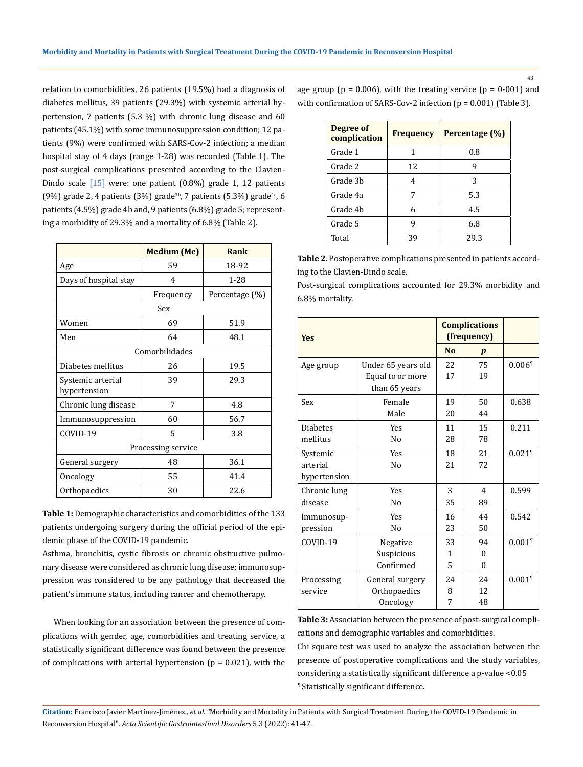relation to comorbidities, 26 patients (19.5%) had a diagnosis of diabetes mellitus, 39 patients (29.3%) with systemic arterial hypertension, 7 patients (5.3 %) with chronic lung disease and 60 patients (45.1%) with some immunosuppression condition; 12 patients (9%) were confirmed with SARS-Cov-2 infection; a median hospital stay of 4 days (range 1-28) was recorded (Table 1). The post-surgical complications presented according to the Clavien-Dindo scale [15] were: one patient (0.8%) grade 1, 12 patients (9%) grade 2, 4 patients (3%) grade[3b], 7 patients (5.3%) grade[4a], 6 patients (4.5%) grade 4b and, 9 patients (6.8%) grade 5; representing a morbidity of 29.3% and a mortality of 6.8% (Table 2).

| | Medium (Me) | Rank |
|---|---|---|
| Age | 59 | 18-92 |
| Days of hospital stay | 4 | 1-28 |
| | Frequency | Percentage (%) |
| Sex | | |
| Women | 69 | 51.9 |
| Men | 64 | 48.1 |
| Comorbilidades | | |
| Diabetes mellitus | 26 | 19.5 |
| Systemic arterial hypertension | 39 | 29.3 |
| Chronic lung disease | 7 | 4.8 |
| Immunosuppression | 60 | 56.7 |
| COVID-19 | 5 | 3.8 |
| Processing service | | |
| General surgery | 48 | 36.1 |
| Oncology | 55 | 41.4 |
| Orthopaedics | 30 | 22.6 |

**Table 1:** Demographic characteristics and comorbidities of the 133 patients undergoing surgery during the official period of the epidemic phase of the COVID-19 pandemic.

Asthma, bronchitis, cystic fibrosis or chronic obstructive pulmonary disease were considered as chronic lung disease; immunosuppression was considered to be any pathology that decreased the patient's immune status, including cancer and chemotherapy.

When looking for an association between the presence of complications with gender, age, comorbidities and treating service, a statistically significant difference was found between the presence of complications with arterial hypertension (p = 0.021), with the age group (p = 0.006), with the treating service (p = 0-001) and with confirmation of SARS-Cov-2 infection (p = 0.001) (Table 3).

| Degree of complication | Frequency | Percentage (%) |
|---|---|---|
| Grade 1 | 1 | 0.8 |
| Grade 2 | 12 | 9 |
| Grade 3b | 4 | 3 |
| Grade 4a | 7 | 5.3 |
| Grade 4b | 6 | 4.5 |
| Grade 5 | 9 | 6.8 |
| Total | 39 | 29.3 |

**Table 2.** Postoperative complications presented in patients according to the Clavien-Dindo scale.

Post-surgical complications accounted for 29.3% morbidity and 6.8% mortality.

| Yes | | Complications (frequency) | | |
|---|---|---|---|---|
| | | No | *p* | |
| Age group | Under 65 years old<br>Equal to or more than 65 years | 22<br>17 | 75<br>19 | 0.006¶ |
| Sex | Female<br>Male | 19<br>20 | 50<br>44 | 0.638 |
| Diabetes mellitus | Yes<br>No | 11<br>28 | 15<br>78 | 0.211 |
| Systemic arterial hypertension | Yes<br>No | 18<br>21 | 21<br>72 | 0.021¶ |
| Chronic lung disease | Yes<br>No | 3<br>35 | 4<br>89 | 0.599 |
| Immunosuppression | Yes<br>No | 16<br>23 | 44<br>50 | 0.542 |
| COVID-19 | Negative<br>Suspicious<br>Confirmed | 33<br>1<br>5 | 94<br>0<br>0 | 0.001¶ |
| Processing service | General surgery<br>Orthopaedics<br>Oncology | 24<br>8<br>7 | 24<br>12<br>48 | 0.001¶ |

**Table 3:** Association between the presence of post-surgical complications and demographic variables and comorbidities.

Chi square test was used to analyze the association between the presence of postoperative complications and the study variables, considering a statistically significant difference a p-value <0.05

¶ Statistically significant difference.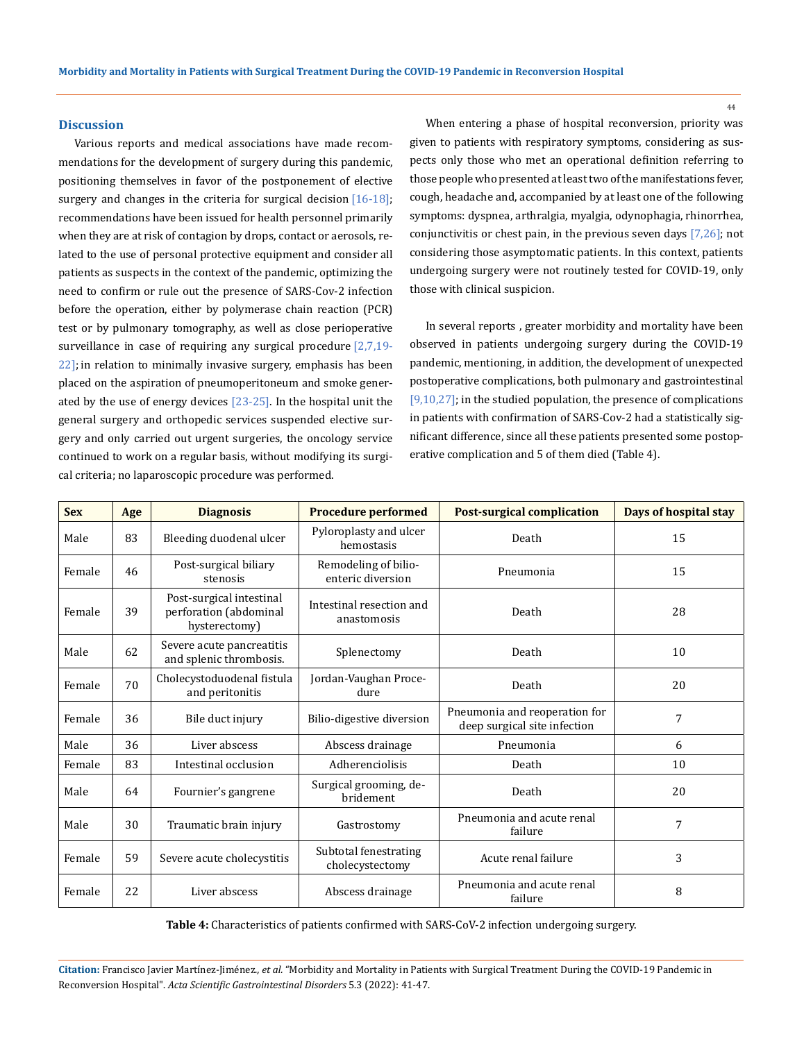## Discussion

Various reports and medical associations have made recommendations for the development of surgery during this pandemic, positioning themselves in favor of the postponement of elective surgery and changes in the criteria for surgical decision [16-18]; recommendations have been issued for health personnel primarily when they are at risk of contagion by drops, contact or aerosols, related to the use of personal protective equipment and consider all patients as suspects in the context of the pandemic, optimizing the need to confirm or rule out the presence of SARS-Cov-2 infection before the operation, either by polymerase chain reaction (PCR) test or by pulmonary tomography, as well as close perioperative surveillance in case of requiring any surgical procedure [2,7,19-22]; in relation to minimally invasive surgery, emphasis has been placed on the aspiration of pneumoperitoneum and smoke generated by the use of energy devices [23-25]. In the hospital unit the general surgery and orthopedic services suspended elective surgery and only carried out urgent surgeries, the oncology service continued to work on a regular basis, without modifying its surgical criteria; no laparoscopic procedure was performed.

When entering a phase of hospital reconversion, priority was given to patients with respiratory symptoms, considering as suspects only those who met an operational definition referring to those people who presented at least two of the manifestations fever, cough, headache and, accompanied by at least one of the following symptoms: dyspnea, arthralgia, myalgia, odynophagia, rhinorrhea, conjunctivitis or chest pain, in the previous seven days [7,26]; not considering those asymptomatic patients. In this context, patients undergoing surgery were not routinely tested for COVID-19, only those with clinical suspicion.

In several reports , greater morbidity and mortality have been observed in patients undergoing surgery during the COVID-19 pandemic, mentioning, in addition, the development of unexpected postoperative complications, both pulmonary and gastrointestinal [9,10,27]; in the studied population, the presence of complications in patients with confirmation of SARS-Cov-2 had a statistically significant difference, since all these patients presented some postoperative complication and 5 of them died (Table 4).

| Sex | Age | Diagnosis | Procedure performed | Post-surgical complication | Days of hospital stay |
|---|---|---|---|---|---|
| Male | 83 | Bleeding duodenal ulcer | Pyloroplasty and ulcer hemostasis | Death | 15 |
| Female | 46 | Post-surgical biliary stenosis | Remodeling of bilio-enteric diversion | Pneumonia | 15 |
| Female | 39 | Post-surgical intestinal perforation (abdominal hysterectomy) | Intestinal resection and anastomosis | Death | 28 |
| Male | 62 | Severe acute pancreatitis and splenic thrombosis. | Splenectomy | Death | 10 |
| Female | 70 | Cholecystoduodenal fistula and peritonitis | Jordan-Vaughan Procedure | Death | 20 |
| Female | 36 | Bile duct injury | Bilio-digestive diversion | Pneumonia and reoperation for deep surgical site infection | 7 |
| Male | 36 | Liver abscess | Abscess drainage | Pneumonia | 6 |
| Female | 83 | Intestinal occlusion | Adherenciolisis | Death | 10 |
| Male | 64 | Fournier's gangrene | Surgical grooming, debridement | Death | 20 |
| Male | 30 | Traumatic brain injury | Gastrostomy | Pneumonia and acute renal failure | 7 |
| Female | 59 | Severe acute cholecystitis | Subtotal fenestrating cholecystectomy | Acute renal failure | 3 |
| Female | 22 | Liver abscess | Abscess drainage | Pneumonia and acute renal failure | 8 |

**Table 4:** Characteristics of patients confirmed with SARS-CoV-2 infection undergoing surgery.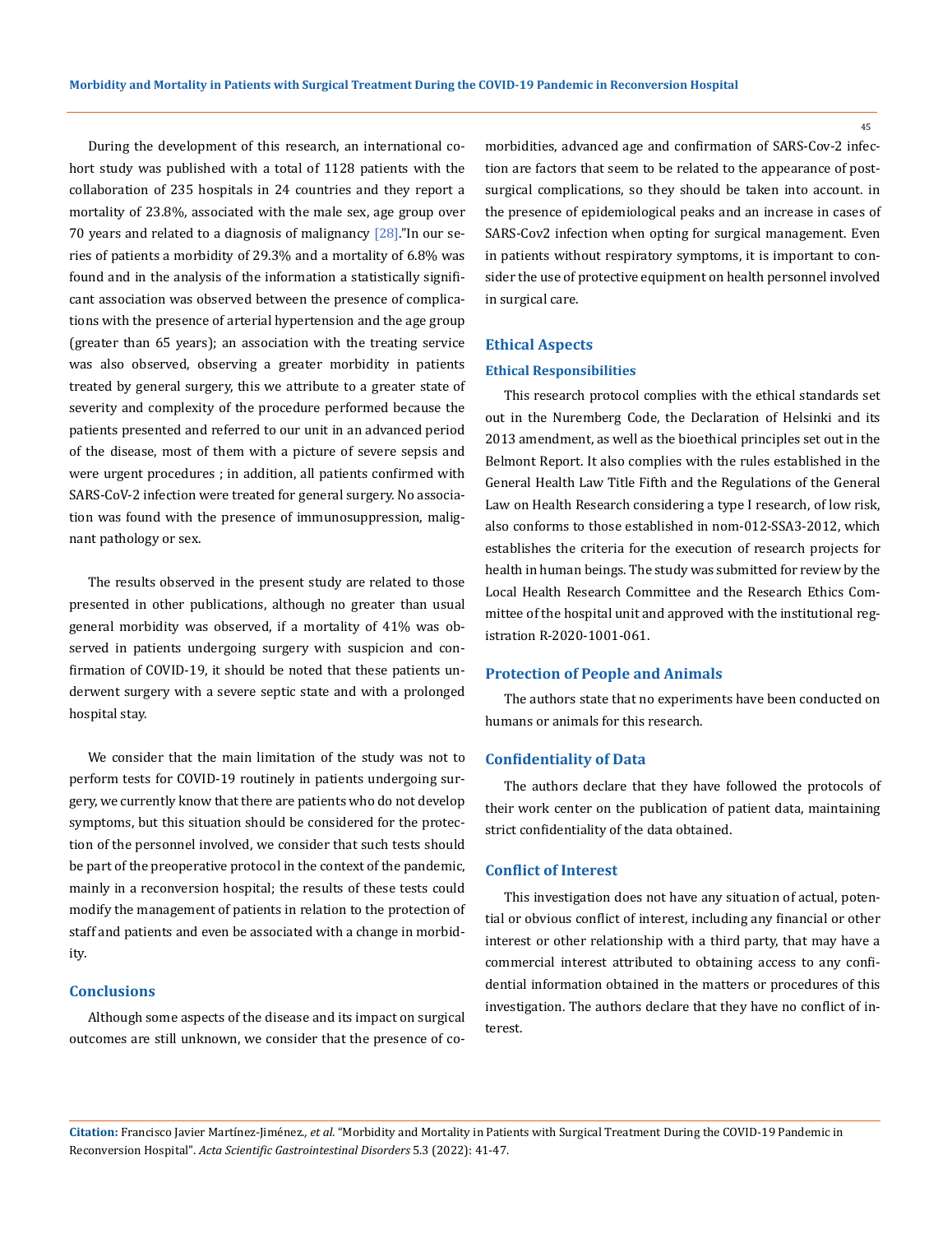During the development of this research, an international cohort study was published with a total of 1128 patients with the collaboration of 235 hospitals in 24 countries and they report a mortality of 23.8%, associated with the male sex, age group over 70 years and related to a diagnosis of malignancy [28]."In our series of patients a morbidity of 29.3% and a mortality of 6.8% was found and in the analysis of the information a statistically significant association was observed between the presence of complications with the presence of arterial hypertension and the age group (greater than 65 years); an association with the treating service was also observed, observing a greater morbidity in patients treated by general surgery, this we attribute to a greater state of severity and complexity of the procedure performed because the patients presented and referred to our unit in an advanced period of the disease, most of them with a picture of severe sepsis and were urgent procedures ; in addition, all patients confirmed with SARS-CoV-2 infection were treated for general surgery. No association was found with the presence of immunosuppression, malignant pathology or sex.

The results observed in the present study are related to those presented in other publications, although no greater than usual general morbidity was observed, if a mortality of 41% was observed in patients undergoing surgery with suspicion and confirmation of COVID-19, it should be noted that these patients underwent surgery with a severe septic state and with a prolonged hospital stay.

We consider that the main limitation of the study was not to perform tests for COVID-19 routinely in patients undergoing surgery, we currently know that there are patients who do not develop symptoms, but this situation should be considered for the protection of the personnel involved, we consider that such tests should be part of the preoperative protocol in the context of the pandemic, mainly in a reconversion hospital; the results of these tests could modify the management of patients in relation to the protection of staff and patients and even be associated with a change in morbidity.

## Conclusions

Although some aspects of the disease and its impact on surgical outcomes are still unknown, we consider that the presence of comorbidities, advanced age and confirmation of SARS-Cov-2 infection are factors that seem to be related to the appearance of post-surgical complications, so they should be taken into account. in the presence of epidemiological peaks and an increase in cases of SARS-Cov2 infection when opting for surgical management. Even in patients without respiratory symptoms, it is important to consider the use of protective equipment on health personnel involved in surgical care.

## Ethical Aspects

### Ethical Responsibilities

This research protocol complies with the ethical standards set out in the Nuremberg Code, the Declaration of Helsinki and its 2013 amendment, as well as the bioethical principles set out in the Belmont Report. It also complies with the rules established in the General Health Law Title Fifth and the Regulations of the General Law on Health Research considering a type I research, of low risk, also conforms to those established in nom-012-SSA3-2012, which establishes the criteria for the execution of research projects for health in human beings. The study was submitted for review by the Local Health Research Committee and the Research Ethics Committee of the hospital unit and approved with the institutional registration R-2020-1001-061.

## Protection of People and Animals

The authors state that no experiments have been conducted on humans or animals for this research.

## Confidentiality of Data

The authors declare that they have followed the protocols of their work center on the publication of patient data, maintaining strict confidentiality of the data obtained.

## Conflict of Interest

This investigation does not have any situation of actual, potential or obvious conflict of interest, including any financial or other interest or other relationship with a third party, that may have a commercial interest attributed to obtaining access to any confidential information obtained in the matters or procedures of this investigation. The authors declare that they have no conflict of interest.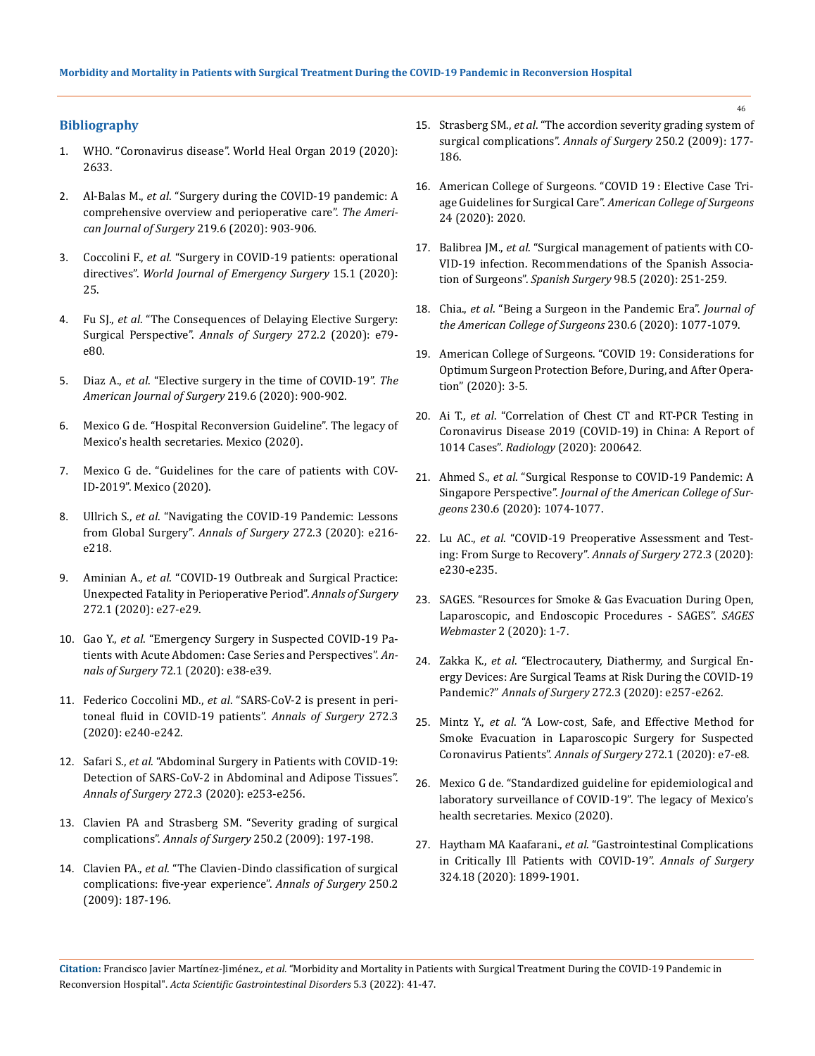## Bibliography

1. WHO. "Coronavirus disease". World Heal Organ 2019 (2020): 2633.
2. Al-Balas M., *et al*. "Surgery during the COVID-19 pandemic: A comprehensive overview and perioperative care". *The American Journal of Surgery* 219.6 (2020): 903-906.
3. Coccolini F., *et al*. "Surgery in COVID-19 patients: operational directives". *World Journal of Emergency Surgery* 15.1 (2020): 25.
4. Fu SJ., *et al*. "The Consequences of Delaying Elective Surgery: Surgical Perspective". *Annals of Surgery* 272.2 (2020): e79-e80.
5. Diaz A., *et al*. "Elective surgery in the time of COVID-19". *The American Journal of Surgery* 219.6 (2020): 900-902.
6. Mexico G de. "Hospital Reconversion Guideline". The legacy of Mexico's health secretaries. Mexico (2020).
7. Mexico G de. "Guidelines for the care of patients with COVID-2019". Mexico (2020).
8. Ullrich S., *et al*. "Navigating the COVID-19 Pandemic: Lessons from Global Surgery". *Annals of Surgery* 272.3 (2020): e216-e218.
9. Aminian A., *et al*. "COVID-19 Outbreak and Surgical Practice: Unexpected Fatality in Perioperative Period". *Annals of Surgery* 272.1 (2020): e27-e29.
10. Gao Y., *et al*. "Emergency Surgery in Suspected COVID-19 Patients with Acute Abdomen: Case Series and Perspectives". *Annals of Surgery* 72.1 (2020): e38-e39.
11. Federico Coccolini MD., *et al*. "SARS-CoV-2 is present in peritoneal fluid in COVID-19 patients". *Annals of Surgery* 272.3 (2020): e240-e242.
12. Safari S., *et al*. "Abdominal Surgery in Patients with COVID-19: Detection of SARS-CoV-2 in Abdominal and Adipose Tissues". *Annals of Surgery* 272.3 (2020): e253-e256.
13. Clavien PA and Strasberg SM. "Severity grading of surgical complications". *Annals of Surgery* 250.2 (2009): 197-198.
14. Clavien PA., *et al*. "The Clavien-Dindo classification of surgical complications: five-year experience". *Annals of Surgery* 250.2 (2009): 187-196.
15. Strasberg SM., *et al*. "The accordion severity grading system of surgical complications". *Annals of Surgery* 250.2 (2009): 177-186.
16. American College of Surgeons. "COVID 19 : Elective Case Triage Guidelines for Surgical Care". *American College of Surgeons* 24 (2020): 2020.
17. Balibrea JM., *et al*. "Surgical management of patients with COVID-19 infection. Recommendations of the Spanish Association of Surgeons". *Spanish Surgery* 98.5 (2020): 251-259.
18. Chia., *et al*. "Being a Surgeon in the Pandemic Era". *Journal of the American College of Surgeons* 230.6 (2020): 1077-1079.
19. American College of Surgeons. "COVID 19: Considerations for Optimum Surgeon Protection Before, During, and After Operation" (2020): 3-5.
20. Ai T., *et al*. "Correlation of Chest CT and RT-PCR Testing in Coronavirus Disease 2019 (COVID-19) in China: A Report of 1014 Cases". *Radiology* (2020): 200642.
21. Ahmed S., *et al*. "Surgical Response to COVID-19 Pandemic: A Singapore Perspective". *Journal of the American College of Surgeons* 230.6 (2020): 1074-1077.
22. Lu AC., *et al*. "COVID-19 Preoperative Assessment and Testing: From Surge to Recovery". *Annals of Surgery* 272.3 (2020): e230-e235.
23. SAGES. "Resources for Smoke & Gas Evacuation During Open, Laparoscopic, and Endoscopic Procedures - SAGES". *SAGES Webmaster* 2 (2020): 1-7.
24. Zakka K., *et al*. "Electrocautery, Diathermy, and Surgical Energy Devices: Are Surgical Teams at Risk During the COVID-19 Pandemic?" *Annals of Surgery* 272.3 (2020): e257-e262.
25. Mintz Y., *et al*. "A Low-cost, Safe, and Effective Method for Smoke Evacuation in Laparoscopic Surgery for Suspected Coronavirus Patients". *Annals of Surgery* 272.1 (2020): e7-e8.
26. Mexico G de. "Standardized guideline for epidemiological and laboratory surveillance of COVID-19". The legacy of Mexico's health secretaries. Mexico (2020).
27. Haytham MA Kaafarani., *et al*. "Gastrointestinal Complications in Critically Ill Patients with COVID-19". *Annals of Surgery* 324.18 (2020): 1899-1901.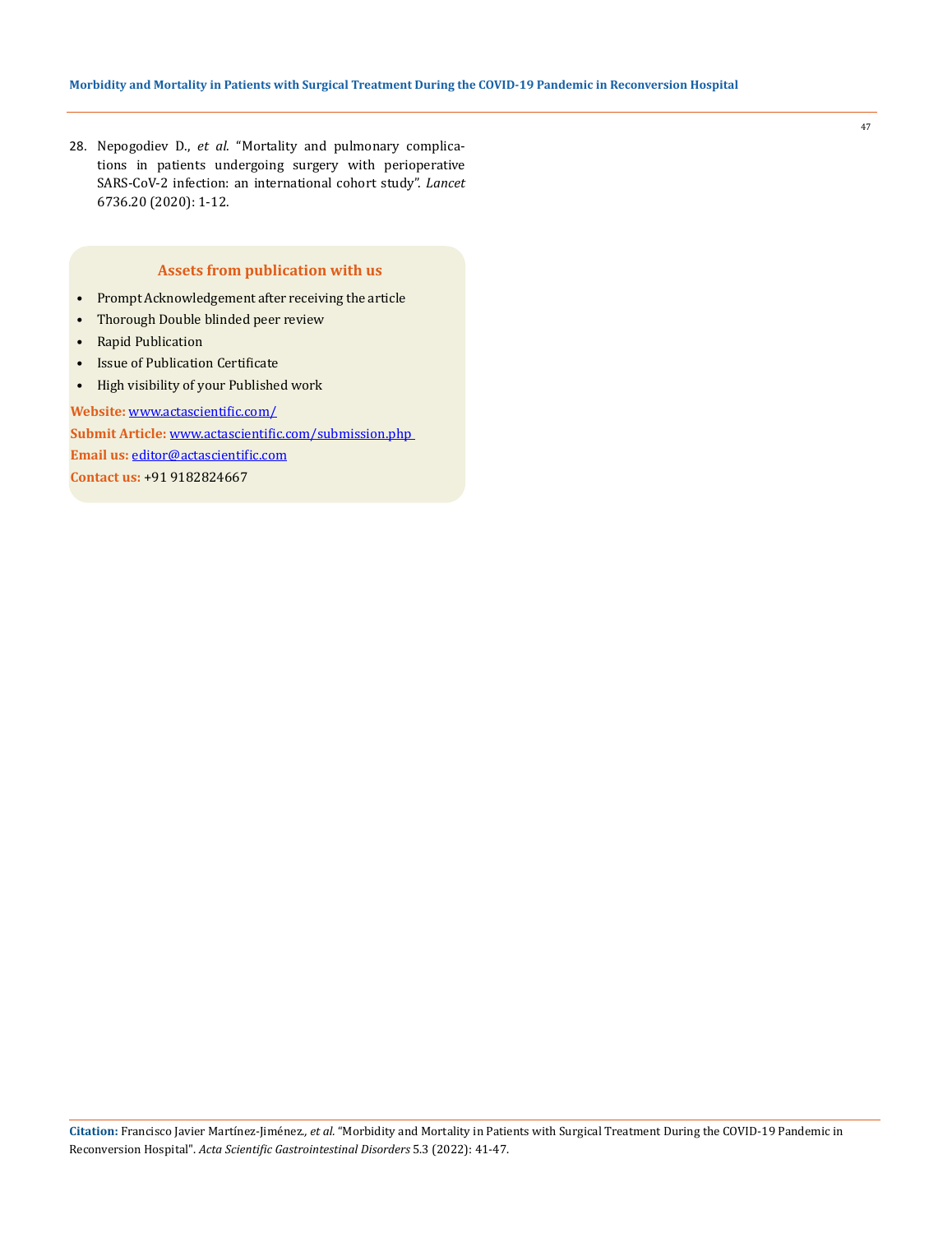28. Nepogodiev D., *et al*. "Mortality and pulmonary complications in patients undergoing surgery with perioperative SARS-CoV-2 infection: an international cohort study". *Lancet* 6736.20 (2020): 1-12.

### Assets from publication with us

- Prompt Acknowledgement after receiving the article
- Thorough Double blinded peer review
- Rapid Publication
- Issue of Publication Certificate
- High visibility of your Published work

**Website:** www.actascientific.com/

**Submit Article:** www.actascientific.com/submission.php

**Email us:** editor@actascientific.com

**Contact us:** +91 9182824667